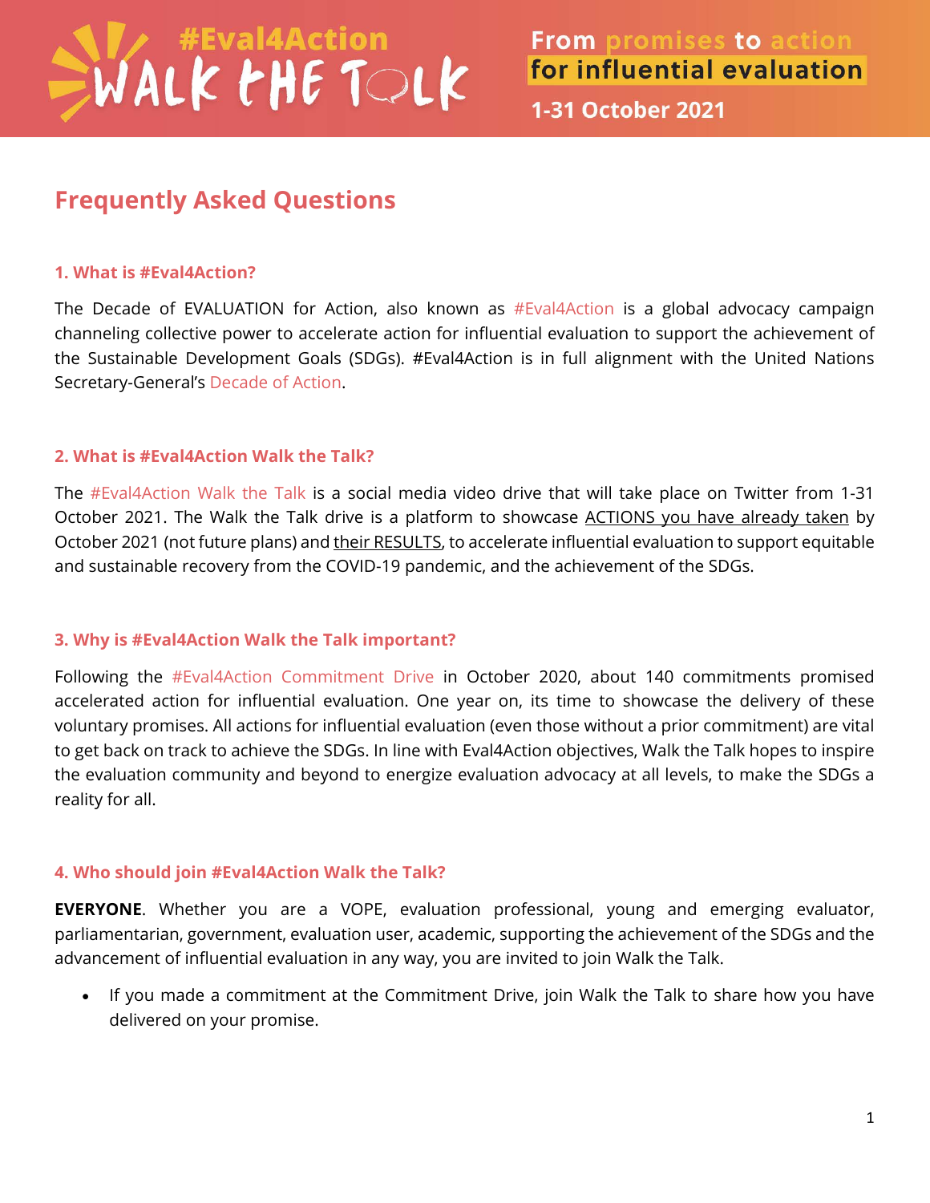#Eval4Action
WALK THE TALK

From promises to action
for influential evaluation

1-31 October 2021

# Frequently Asked Questions

### 1. What is #Eval4Action?

The Decade of EVALUATION for Action, also known as #Eval4Action is a global advocacy campaign channeling collective power to accelerate action for influential evaluation to support the achievement of the Sustainable Development Goals (SDGs). #Eval4Action is in full alignment with the United Nations Secretary-General's Decade of Action.

### 2. What is #Eval4Action Walk the Talk?

The #Eval4Action Walk the Talk is a social media video drive that will take place on Twitter from 1-31 October 2021. The Walk the Talk drive is a platform to showcase ACTIONS you have already taken by October 2021 (not future plans) and their RESULTS, to accelerate influential evaluation to support equitable and sustainable recovery from the COVID-19 pandemic, and the achievement of the SDGs.

### 3. Why is #Eval4Action Walk the Talk important?

Following the #Eval4Action Commitment Drive in October 2020, about 140 commitments promised accelerated action for influential evaluation. One year on, its time to showcase the delivery of these voluntary promises. All actions for influential evaluation (even those without a prior commitment) are vital to get back on track to achieve the SDGs. In line with Eval4Action objectives, Walk the Talk hopes to inspire the evaluation community and beyond to energize evaluation advocacy at all levels, to make the SDGs a reality for all.

### 4. Who should join #Eval4Action Walk the Talk?

**EVERYONE**. Whether you are a VOPE, evaluation professional, young and emerging evaluator, parliamentarian, government, evaluation user, academic, supporting the achievement of the SDGs and the advancement of influential evaluation in any way, you are invited to join Walk the Talk.

- If you made a commitment at the Commitment Drive, join Walk the Talk to share how you have delivered on your promise.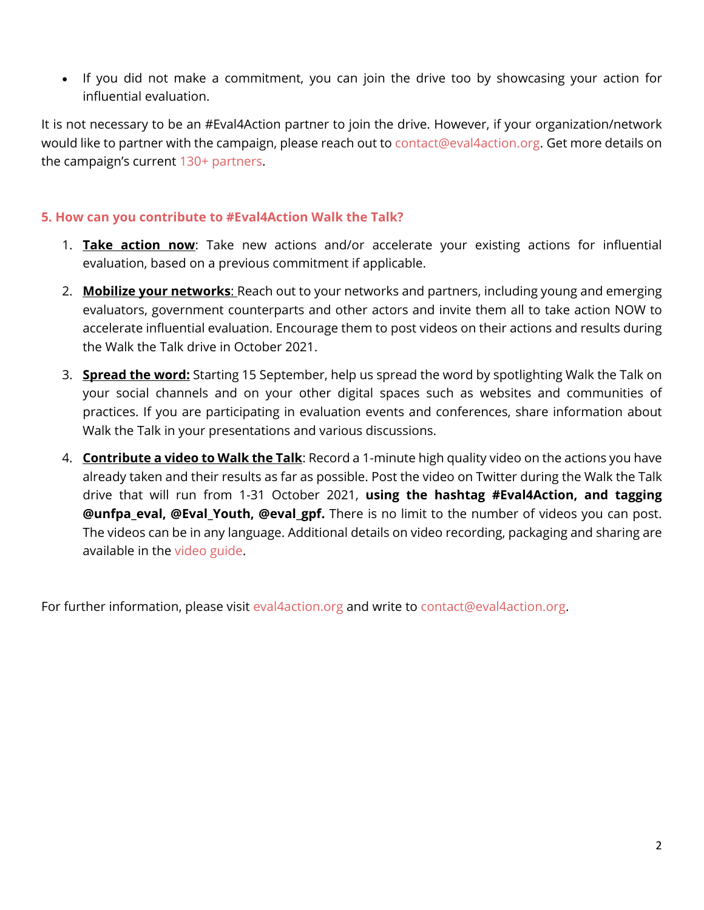- If you did not make a commitment, you can join the drive too by showcasing your action for influential evaluation.

It is not necessary to be an #Eval4Action partner to join the drive. However, if your organization/network would like to partner with the campaign, please reach out to contact@eval4action.org. Get more details on the campaign's current 130+ partners.

### 5. How can you contribute to #Eval4Action Walk the Talk?

1. **Take action now**: Take new actions and/or accelerate your existing actions for influential evaluation, based on a previous commitment if applicable.
2. **Mobilize your networks**: Reach out to your networks and partners, including young and emerging evaluators, government counterparts and other actors and invite them all to take action NOW to accelerate influential evaluation. Encourage them to post videos on their actions and results during the Walk the Talk drive in October 2021.
3. **Spread the word:** Starting 15 September, help us spread the word by spotlighting Walk the Talk on your social channels and on your other digital spaces such as websites and communities of practices. If you are participating in evaluation events and conferences, share information about Walk the Talk in your presentations and various discussions.
4. **Contribute a video to Walk the Talk**: Record a 1-minute high quality video on the actions you have already taken and their results as far as possible. Post the video on Twitter during the Walk the Talk drive that will run from 1-31 October 2021, **using the hashtag #Eval4Action, and tagging @unfpa_eval, @Eval_Youth, @eval_gpf.** There is no limit to the number of videos you can post. The videos can be in any language. Additional details on video recording, packaging and sharing are available in the video guide.

For further information, please visit eval4action.org and write to contact@eval4action.org.